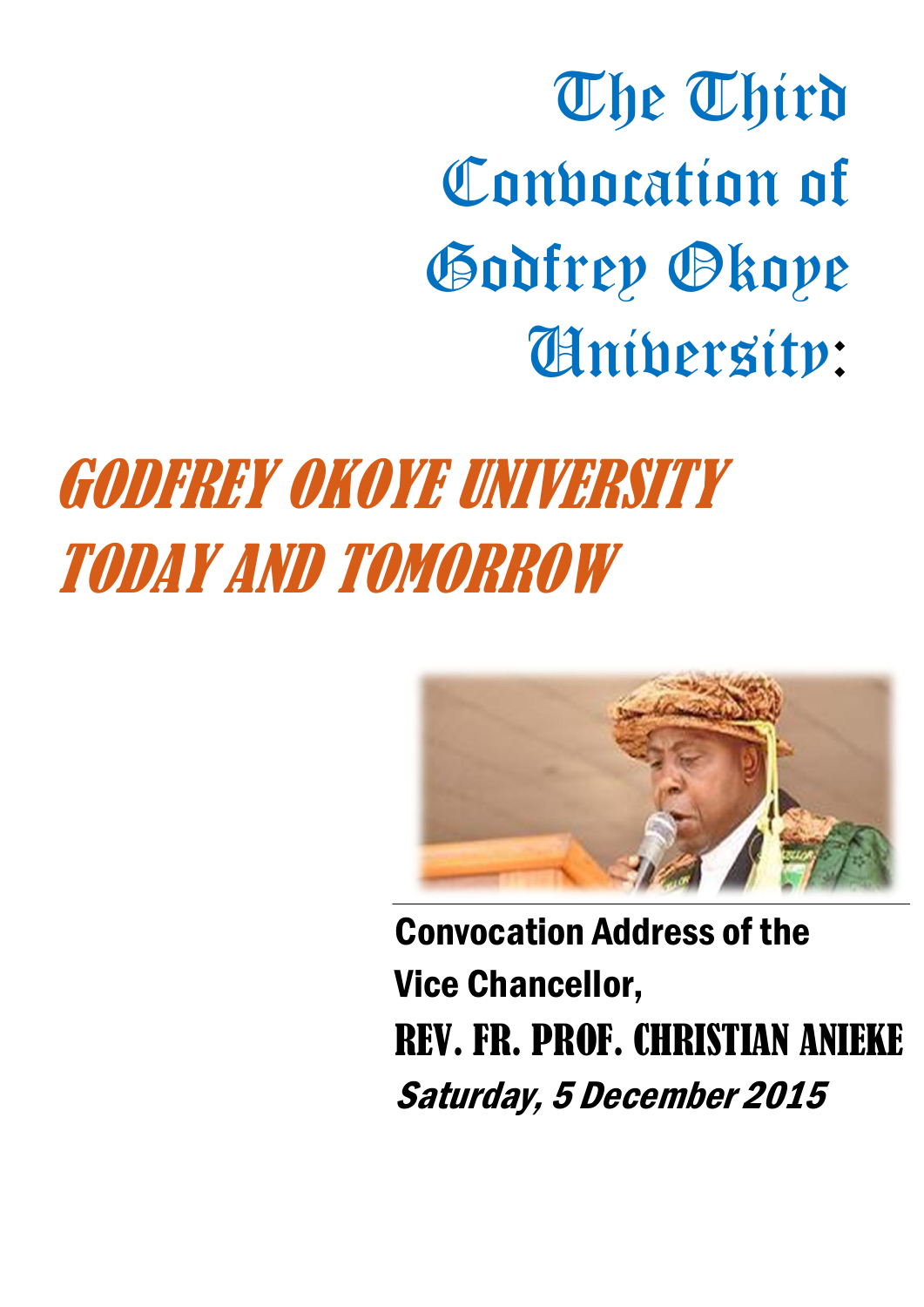# The Third Convocation of Godfrey Okoye University:

## *GODFREY OKOYE UNIVERSITY TODAY AND TOMORROW*

**Convocation Address of the Vice Chancellor,**

**REV. FR. PROF. CHRISTIAN ANIEKE**

***Saturday, 5 December 2015***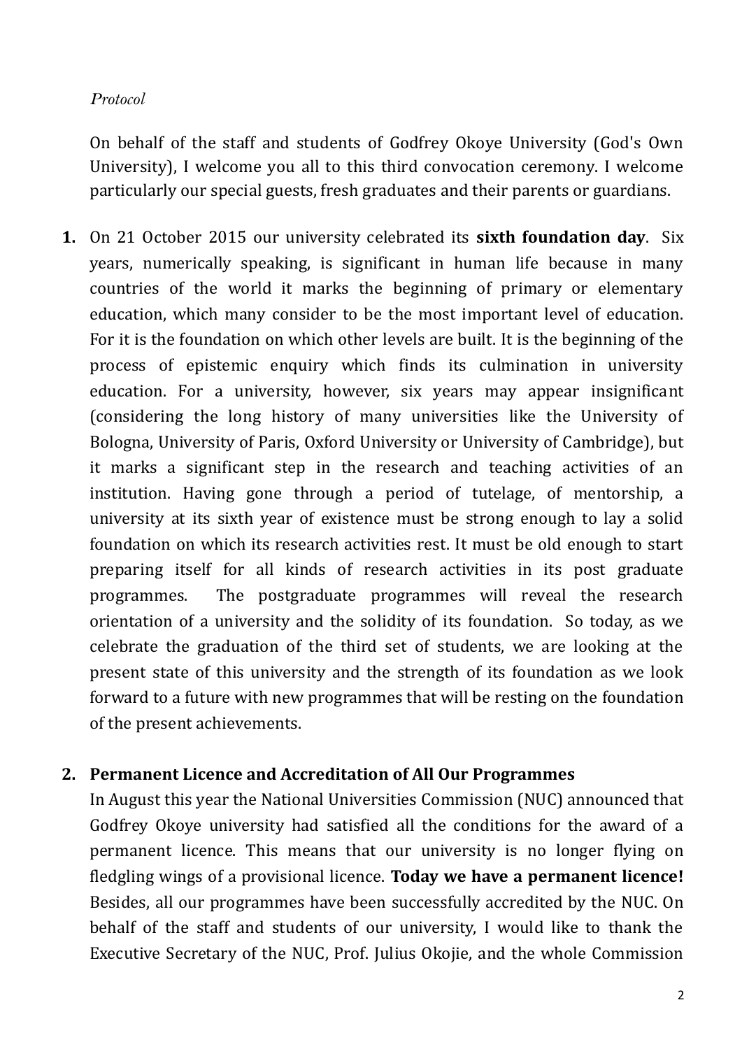*Protocol*

On behalf of the staff and students of Godfrey Okoye University (God's Own University), I welcome you all to this third convocation ceremony. I welcome particularly our special guests, fresh graduates and their parents or guardians.

1. On 21 October 2015 our university celebrated its **sixth foundation day**. Six years, numerically speaking, is significant in human life because in many countries of the world it marks the beginning of primary or elementary education, which many consider to be the most important level of education. For it is the foundation on which other levels are built. It is the beginning of the process of epistemic enquiry which finds its culmination in university education. For a university, however, six years may appear insignificant (considering the long history of many universities like the University of Bologna, University of Paris, Oxford University or University of Cambridge), but it marks a significant step in the research and teaching activities of an institution. Having gone through a period of tutelage, of mentorship, a university at its sixth year of existence must be strong enough to lay a solid foundation on which its research activities rest. It must be old enough to start preparing itself for all kinds of research activities in its post graduate programmes. The postgraduate programmes will reveal the research orientation of a university and the solidity of its foundation. So today, as we celebrate the graduation of the third set of students, we are looking at the present state of this university and the strength of its foundation as we look forward to a future with new programmes that will be resting on the foundation of the present achievements.

2. **Permanent Licence and Accreditation of All Our Programmes**

   In August this year the National Universities Commission (NUC) announced that Godfrey Okoye university had satisfied all the conditions for the award of a permanent licence. This means that our university is no longer flying on fledgling wings of a provisional licence. **Today we have a permanent licence!** Besides, all our programmes have been successfully accredited by the NUC. On behalf of the staff and students of our university, I would like to thank the Executive Secretary of the NUC, Prof. Julius Okojie, and the whole Commission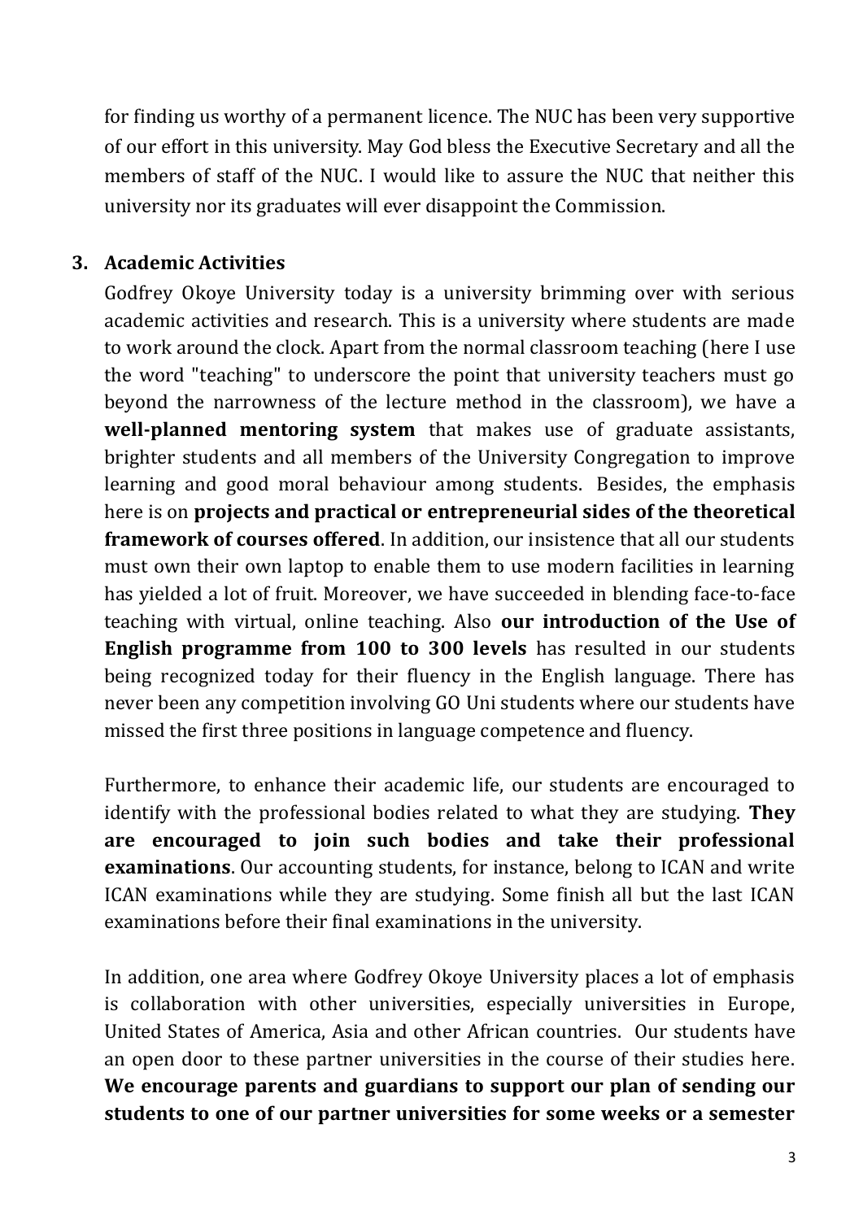for finding us worthy of a permanent licence. The NUC has been very supportive of our effort in this university. May God bless the Executive Secretary and all the members of staff of the NUC. I would like to assure the NUC that neither this university nor its graduates will ever disappoint the Commission.

## 3. Academic Activities

Godfrey Okoye University today is a university brimming over with serious academic activities and research. This is a university where students are made to work around the clock. Apart from the normal classroom teaching (here I use the word "teaching" to underscore the point that university teachers must go beyond the narrowness of the lecture method in the classroom), we have a **well-planned mentoring system** that makes use of graduate assistants, brighter students and all members of the University Congregation to improve learning and good moral behaviour among students. Besides, the emphasis here is on **projects and practical or entrepreneurial sides of the theoretical framework of courses offered**. In addition, our insistence that all our students must own their own laptop to enable them to use modern facilities in learning has yielded a lot of fruit. Moreover, we have succeeded in blending face-to-face teaching with virtual, online teaching. Also **our introduction of the Use of English programme from 100 to 300 levels** has resulted in our students being recognized today for their fluency in the English language. There has never been any competition involving GO Uni students where our students have missed the first three positions in language competence and fluency.

Furthermore, to enhance their academic life, our students are encouraged to identify with the professional bodies related to what they are studying. **They are encouraged to join such bodies and take their professional examinations**. Our accounting students, for instance, belong to ICAN and write ICAN examinations while they are studying. Some finish all but the last ICAN examinations before their final examinations in the university.

In addition, one area where Godfrey Okoye University places a lot of emphasis is collaboration with other universities, especially universities in Europe, United States of America, Asia and other African countries. Our students have an open door to these partner universities in the course of their studies here. **We encourage parents and guardians to support our plan of sending our students to one of our partner universities for some weeks or a semester**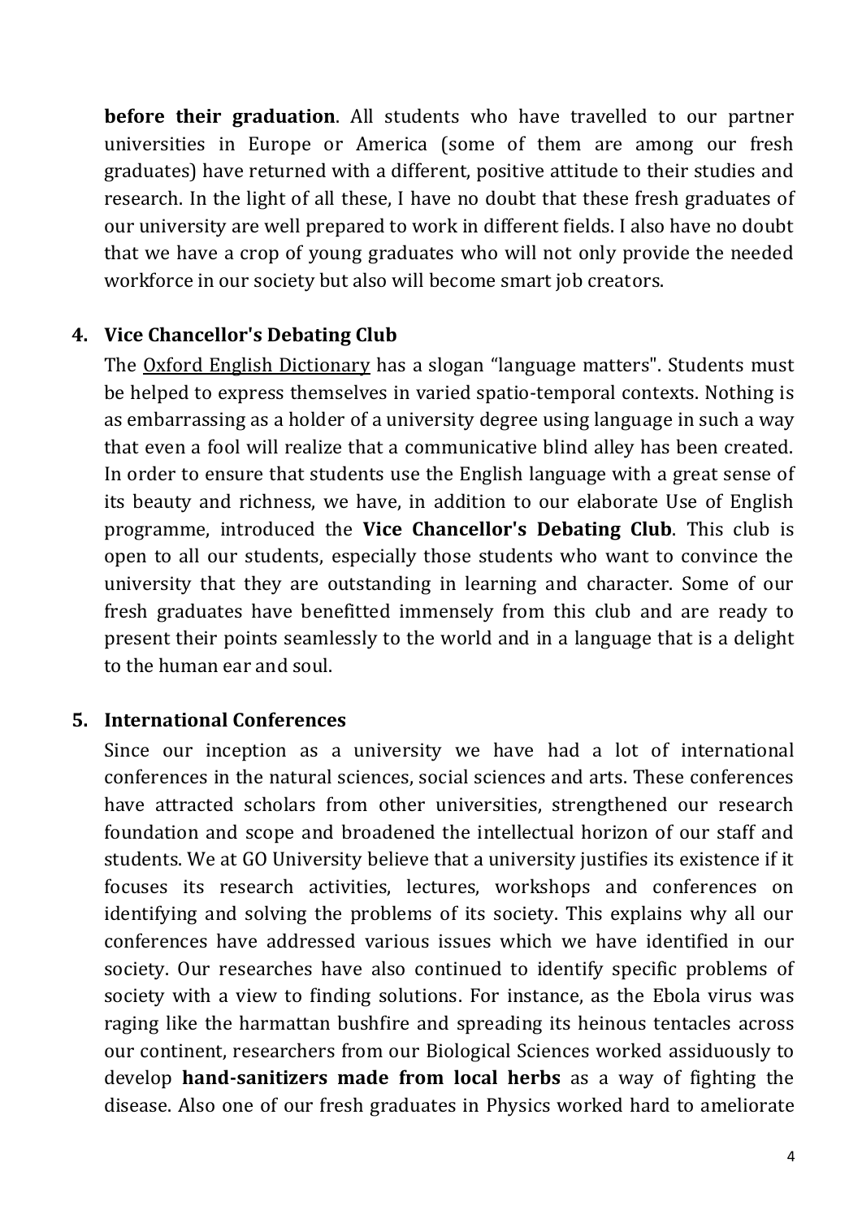**before their graduation**. All students who have travelled to our partner universities in Europe or America (some of them are among our fresh graduates) have returned with a different, positive attitude to their studies and research. In the light of all these, I have no doubt that these fresh graduates of our university are well prepared to work in different fields. I also have no doubt that we have a crop of young graduates who will not only provide the needed workforce in our society but also will become smart job creators.

4. **Vice Chancellor's Debating Club**

   The Oxford English Dictionary has a slogan “language matters". Students must be helped to express themselves in varied spatio-temporal contexts. Nothing is as embarrassing as a holder of a university degree using language in such a way that even a fool will realize that a communicative blind alley has been created. In order to ensure that students use the English language with a great sense of its beauty and richness, we have, in addition to our elaborate Use of English programme, introduced the **Vice Chancellor's Debating Club**. This club is open to all our students, especially those students who want to convince the university that they are outstanding in learning and character. Some of our fresh graduates have benefitted immensely from this club and are ready to present their points seamlessly to the world and in a language that is a delight to the human ear and soul.

5. **International Conferences**

   Since our inception as a university we have had a lot of international conferences in the natural sciences, social sciences and arts. These conferences have attracted scholars from other universities, strengthened our research foundation and scope and broadened the intellectual horizon of our staff and students. We at GO University believe that a university justifies its existence if it focuses its research activities, lectures, workshops and conferences on identifying and solving the problems of its society. This explains why all our conferences have addressed various issues which we have identified in our society. Our researches have also continued to identify specific problems of society with a view to finding solutions. For instance, as the Ebola virus was raging like the harmattan bushfire and spreading its heinous tentacles across our continent, researchers from our Biological Sciences worked assiduously to develop **hand-sanitizers made from local herbs** as a way of fighting the disease. Also one of our fresh graduates in Physics worked hard to ameliorate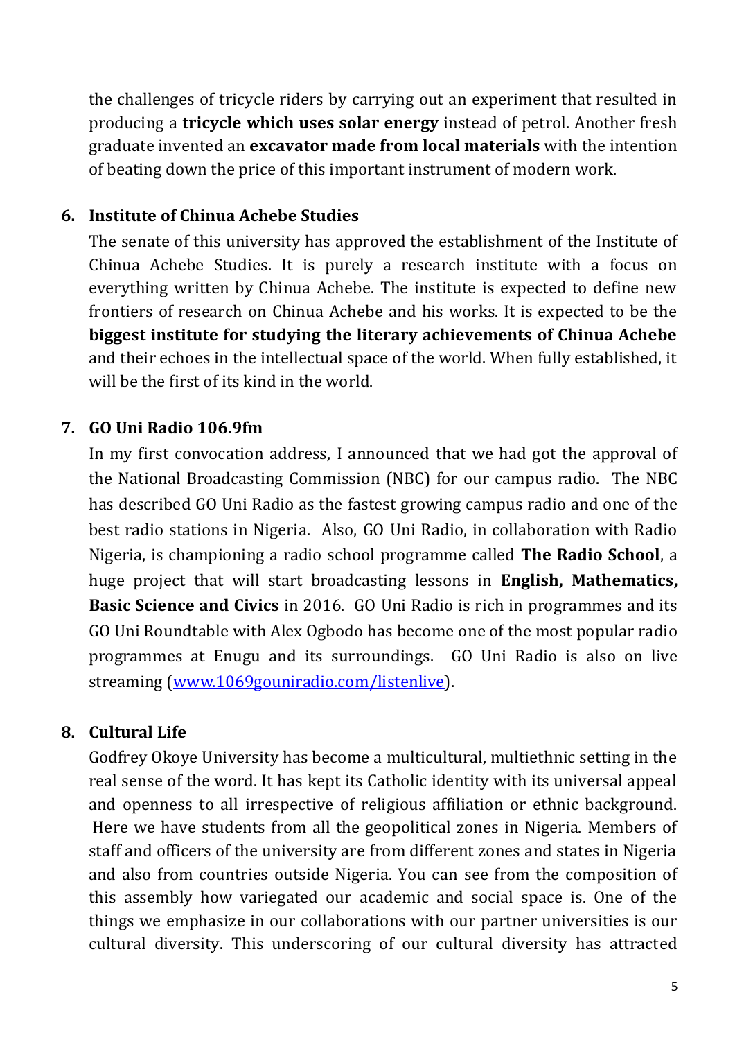the challenges of tricycle riders by carrying out an experiment that resulted in producing a **tricycle which uses solar energy** instead of petrol. Another fresh graduate invented an **excavator made from local materials** with the intention of beating down the price of this important instrument of modern work.

6. **Institute of Chinua Achebe Studies**

   The senate of this university has approved the establishment of the Institute of Chinua Achebe Studies. It is purely a research institute with a focus on everything written by Chinua Achebe. The institute is expected to define new frontiers of research on Chinua Achebe and his works. It is expected to be the **biggest institute for studying the literary achievements of Chinua Achebe** and their echoes in the intellectual space of the world. When fully established, it will be the first of its kind in the world.

7. **GO Uni Radio 106.9fm**

   In my first convocation address, I announced that we had got the approval of the National Broadcasting Commission (NBC) for our campus radio. The NBC has described GO Uni Radio as the fastest growing campus radio and one of the best radio stations in Nigeria. Also, GO Uni Radio, in collaboration with Radio Nigeria, is championing a radio school programme called **The Radio School**, a huge project that will start broadcasting lessons in **English, Mathematics, Basic Science and Civics** in 2016. GO Uni Radio is rich in programmes and its GO Uni Roundtable with Alex Ogbodo has become one of the most popular radio programmes at Enugu and its surroundings. GO Uni Radio is also on live streaming (www.1069gouniradio.com/listenlive).

8. **Cultural Life**

   Godfrey Okoye University has become a multicultural, multiethnic setting in the real sense of the word. It has kept its Catholic identity with its universal appeal and openness to all irrespective of religious affiliation or ethnic background. Here we have students from all the geopolitical zones in Nigeria. Members of staff and officers of the university are from different zones and states in Nigeria and also from countries outside Nigeria. You can see from the composition of this assembly how variegated our academic and social space is. One of the things we emphasize in our collaborations with our partner universities is our cultural diversity. This underscoring of our cultural diversity has attracted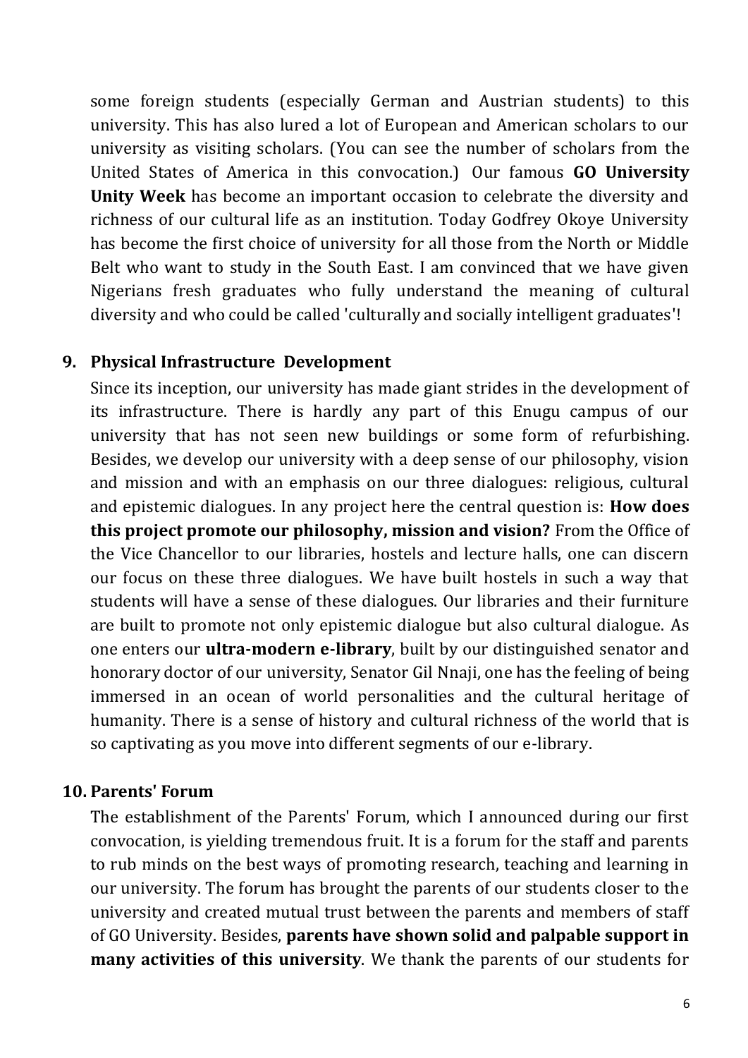some foreign students (especially German and Austrian students) to this university. This has also lured a lot of European and American scholars to our university as visiting scholars. (You can see the number of scholars from the United States of America in this convocation.) Our famous **GO University Unity Week** has become an important occasion to celebrate the diversity and richness of our cultural life as an institution. Today Godfrey Okoye University has become the first choice of university for all those from the North or Middle Belt who want to study in the South East. I am convinced that we have given Nigerians fresh graduates who fully understand the meaning of cultural diversity and who could be called 'culturally and socially intelligent graduates'!

**9. Physical Infrastructure Development**

Since its inception, our university has made giant strides in the development of its infrastructure. There is hardly any part of this Enugu campus of our university that has not seen new buildings or some form of refurbishing. Besides, we develop our university with a deep sense of our philosophy, vision and mission and with an emphasis on our three dialogues: religious, cultural and epistemic dialogues. In any project here the central question is: **How does this project promote our philosophy, mission and vision?** From the Office of the Vice Chancellor to our libraries, hostels and lecture halls, one can discern our focus on these three dialogues. We have built hostels in such a way that students will have a sense of these dialogues. Our libraries and their furniture are built to promote not only epistemic dialogue but also cultural dialogue. As one enters our **ultra-modern e-library**, built by our distinguished senator and honorary doctor of our university, Senator Gil Nnaji, one has the feeling of being immersed in an ocean of world personalities and the cultural heritage of humanity. There is a sense of history and cultural richness of the world that is so captivating as you move into different segments of our e-library.

**10. Parents' Forum**

The establishment of the Parents' Forum, which I announced during our first convocation, is yielding tremendous fruit. It is a forum for the staff and parents to rub minds on the best ways of promoting research, teaching and learning in our university. The forum has brought the parents of our students closer to the university and created mutual trust between the parents and members of staff of GO University. Besides, **parents have shown solid and palpable support in many activities of this university**. We thank the parents of our students for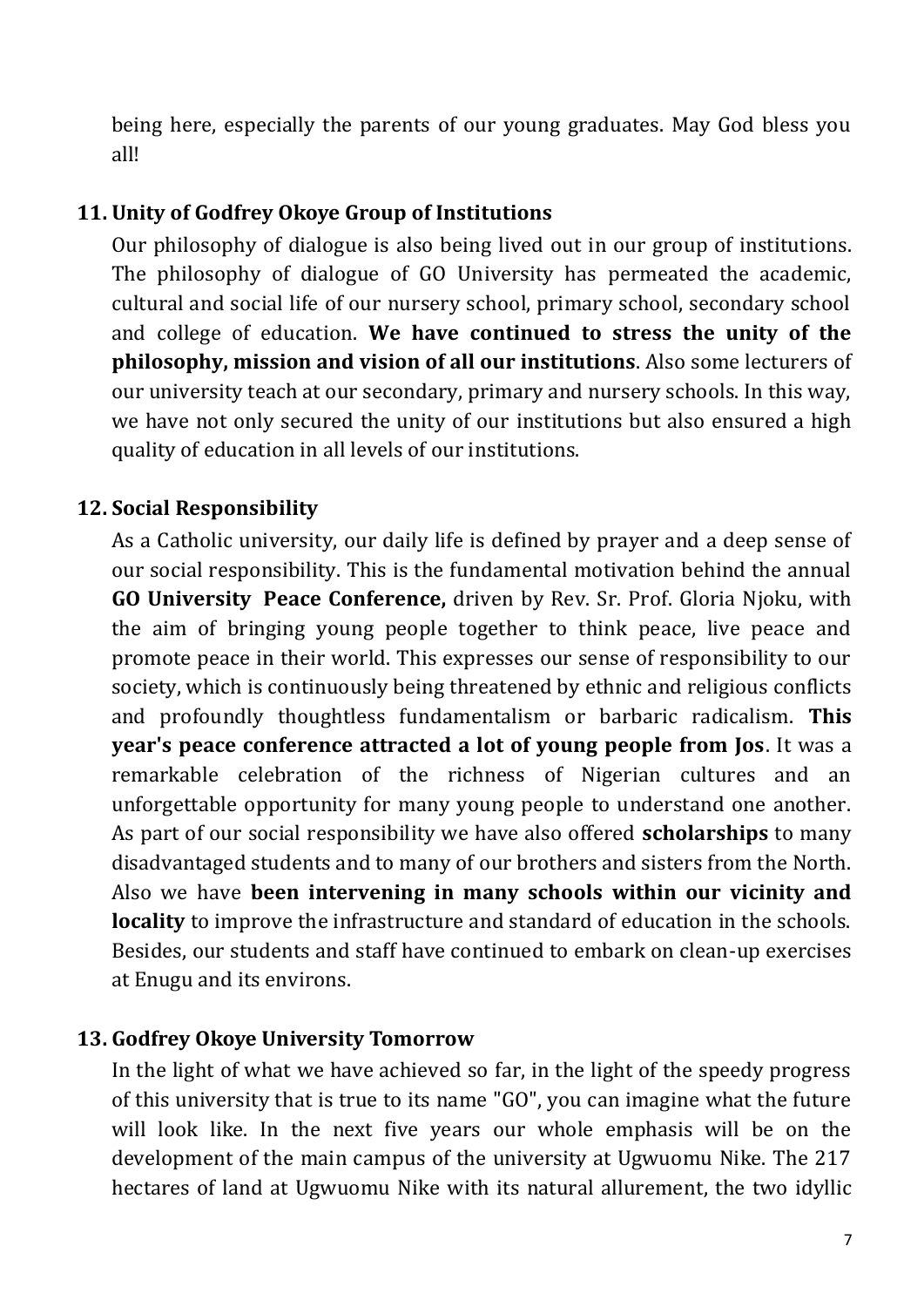being here, especially the parents of our young graduates. May God bless you all!

## 11. Unity of Godfrey Okoye Group of Institutions

Our philosophy of dialogue is also being lived out in our group of institutions. The philosophy of dialogue of GO University has permeated the academic, cultural and social life of our nursery school, primary school, secondary school and college of education. **We have continued to stress the unity of the philosophy, mission and vision of all our institutions**. Also some lecturers of our university teach at our secondary, primary and nursery schools. In this way, we have not only secured the unity of our institutions but also ensured a high quality of education in all levels of our institutions.

## 12. Social Responsibility

As a Catholic university, our daily life is defined by prayer and a deep sense of our social responsibility. This is the fundamental motivation behind the annual **GO University Peace Conference,** driven by Rev. Sr. Prof. Gloria Njoku, with the aim of bringing young people together to think peace, live peace and promote peace in their world. This expresses our sense of responsibility to our society, which is continuously being threatened by ethnic and religious conflicts and profoundly thoughtless fundamentalism or barbaric radicalism. **This year's peace conference attracted a lot of young people from Jos**. It was a remarkable celebration of the richness of Nigerian cultures and an unforgettable opportunity for many young people to understand one another. As part of our social responsibility we have also offered **scholarships** to many disadvantaged students and to many of our brothers and sisters from the North. Also we have **been intervening in many schools within our vicinity and locality** to improve the infrastructure and standard of education in the schools. Besides, our students and staff have continued to embark on clean-up exercises at Enugu and its environs.

## 13. Godfrey Okoye University Tomorrow

In the light of what we have achieved so far, in the light of the speedy progress of this university that is true to its name "GO", you can imagine what the future will look like. In the next five years our whole emphasis will be on the development of the main campus of the university at Ugwuomu Nike. The 217 hectares of land at Ugwuomu Nike with its natural allurement, the two idyllic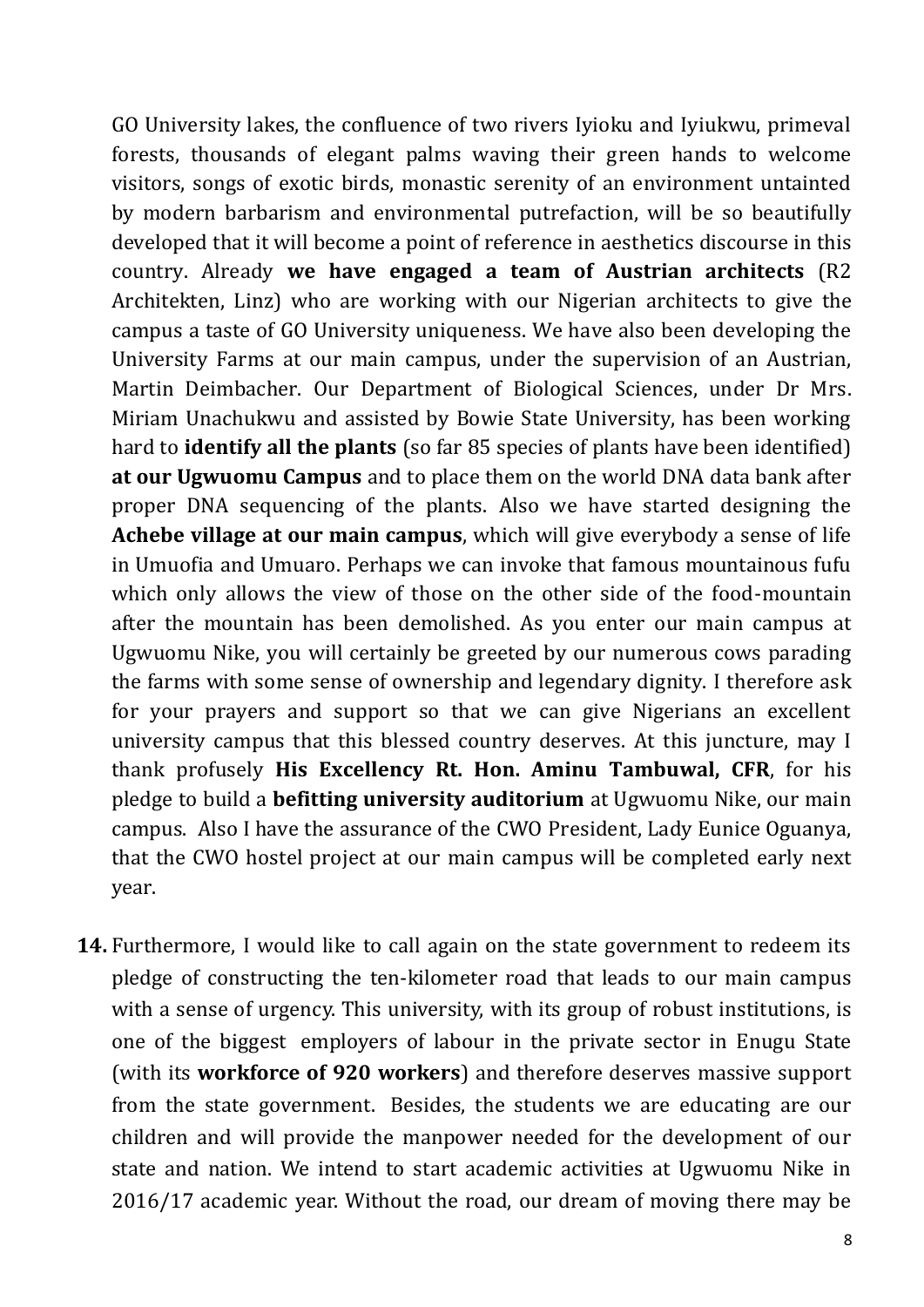GO University lakes, the confluence of two rivers Iyioku and Iyiukwu, primeval forests, thousands of elegant palms waving their green hands to welcome visitors, songs of exotic birds, monastic serenity of an environment untainted by modern barbarism and environmental putrefaction, will be so beautifully developed that it will become a point of reference in aesthetics discourse in this country. Already **we have engaged a team of Austrian architects** (R2 Architekten, Linz) who are working with our Nigerian architects to give the campus a taste of GO University uniqueness. We have also been developing the University Farms at our main campus, under the supervision of an Austrian, Martin Deimbacher. Our Department of Biological Sciences, under Dr Mrs. Miriam Unachukwu and assisted by Bowie State University, has been working hard to **identify all the plants** (so far 85 species of plants have been identified) **at our Ugwuomu Campus** and to place them on the world DNA data bank after proper DNA sequencing of the plants. Also we have started designing the **Achebe village at our main campus**, which will give everybody a sense of life in Umuofia and Umuaro. Perhaps we can invoke that famous mountainous fufu which only allows the view of those on the other side of the food-mountain after the mountain has been demolished. As you enter our main campus at Ugwuomu Nike, you will certainly be greeted by our numerous cows parading the farms with some sense of ownership and legendary dignity. I therefore ask for your prayers and support so that we can give Nigerians an excellent university campus that this blessed country deserves. At this juncture, may I thank profusely **His Excellency Rt. Hon. Aminu Tambuwal, CFR**, for his pledge to build a **befitting university auditorium** at Ugwuomu Nike, our main campus. Also I have the assurance of the CWO President, Lady Eunice Oguanya, that the CWO hostel project at our main campus will be completed early next year.

**14.** Furthermore, I would like to call again on the state government to redeem its pledge of constructing the ten-kilometer road that leads to our main campus with a sense of urgency. This university, with its group of robust institutions, is one of the biggest employers of labour in the private sector in Enugu State (with its **workforce of 920 workers**) and therefore deserves massive support from the state government. Besides, the students we are educating are our children and will provide the manpower needed for the development of our state and nation. We intend to start academic activities at Ugwuomu Nike in 2016/17 academic year. Without the road, our dream of moving there may be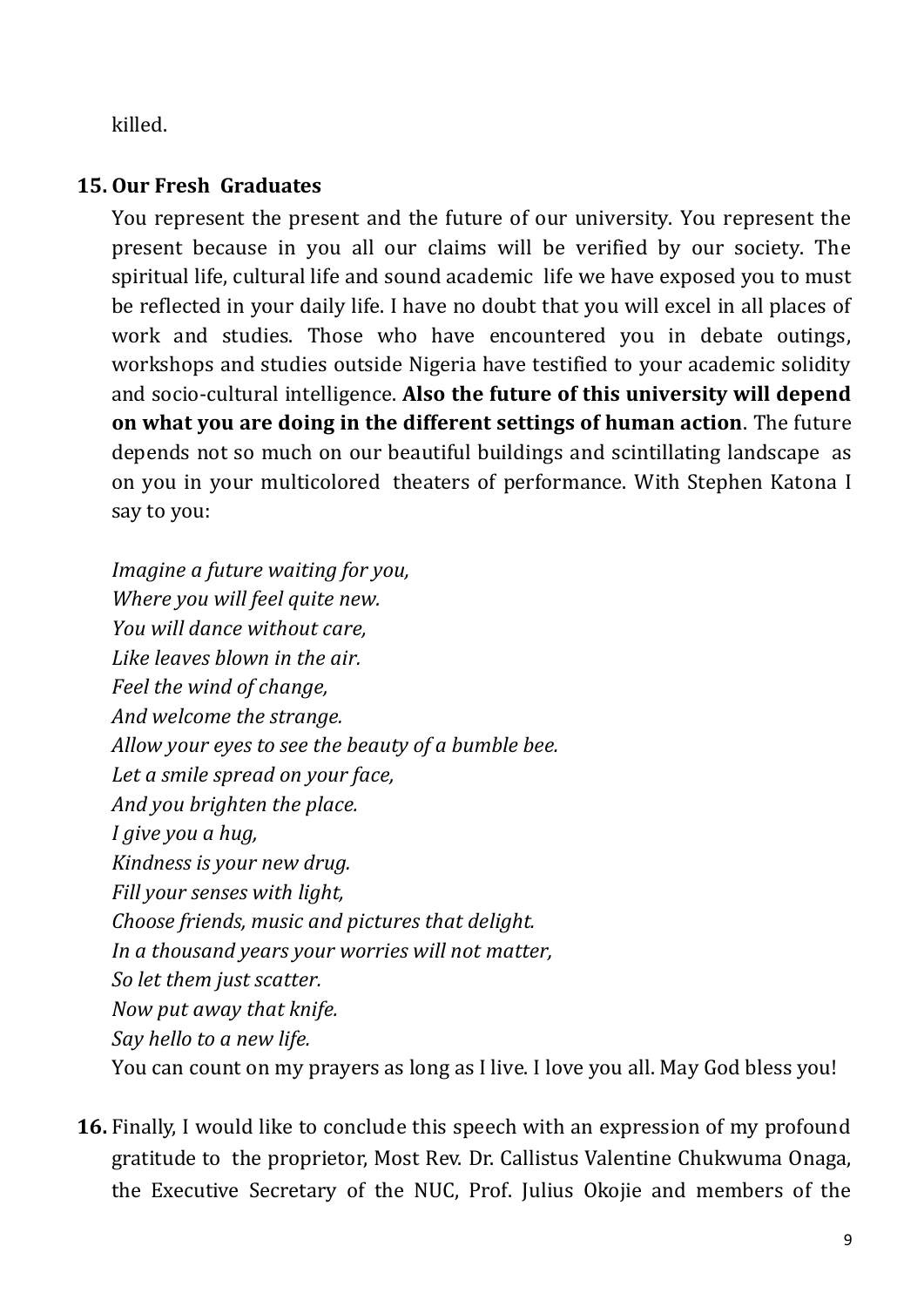killed.

**15. Our Fresh Graduates**

You represent the present and the future of our university. You represent the present because in you all our claims will be verified by our society. The spiritual life, cultural life and sound academic life we have exposed you to must be reflected in your daily life. I have no doubt that you will excel in all places of work and studies. Those who have encountered you in debate outings, workshops and studies outside Nigeria have testified to your academic solidity and socio-cultural intelligence. **Also the future of this university will depend on what you are doing in the different settings of human action**. The future depends not so much on our beautiful buildings and scintillating landscape as on you in your multicolored theaters of performance. With Stephen Katona I say to you:

*Imagine a future waiting for you,*
*Where you will feel quite new.*
*You will dance without care,*
*Like leaves blown in the air.*
*Feel the wind of change,*
*And welcome the strange.*
*Allow your eyes to see the beauty of a bumble bee.*
*Let a smile spread on your face,*
*And you brighten the place.*
*I give you a hug,*
*Kindness is your new drug.*
*Fill your senses with light,*
*Choose friends, music and pictures that delight.*
*In a thousand years your worries will not matter,*
*So let them just scatter.*
*Now put away that knife.*
*Say hello to a new life.*
You can count on my prayers as long as I live. I love you all. May God bless you!

**16.** Finally, I would like to conclude this speech with an expression of my profound gratitude to the proprietor, Most Rev. Dr. Callistus Valentine Chukwuma Onaga, the Executive Secretary of the NUC, Prof. Julius Okojie and members of the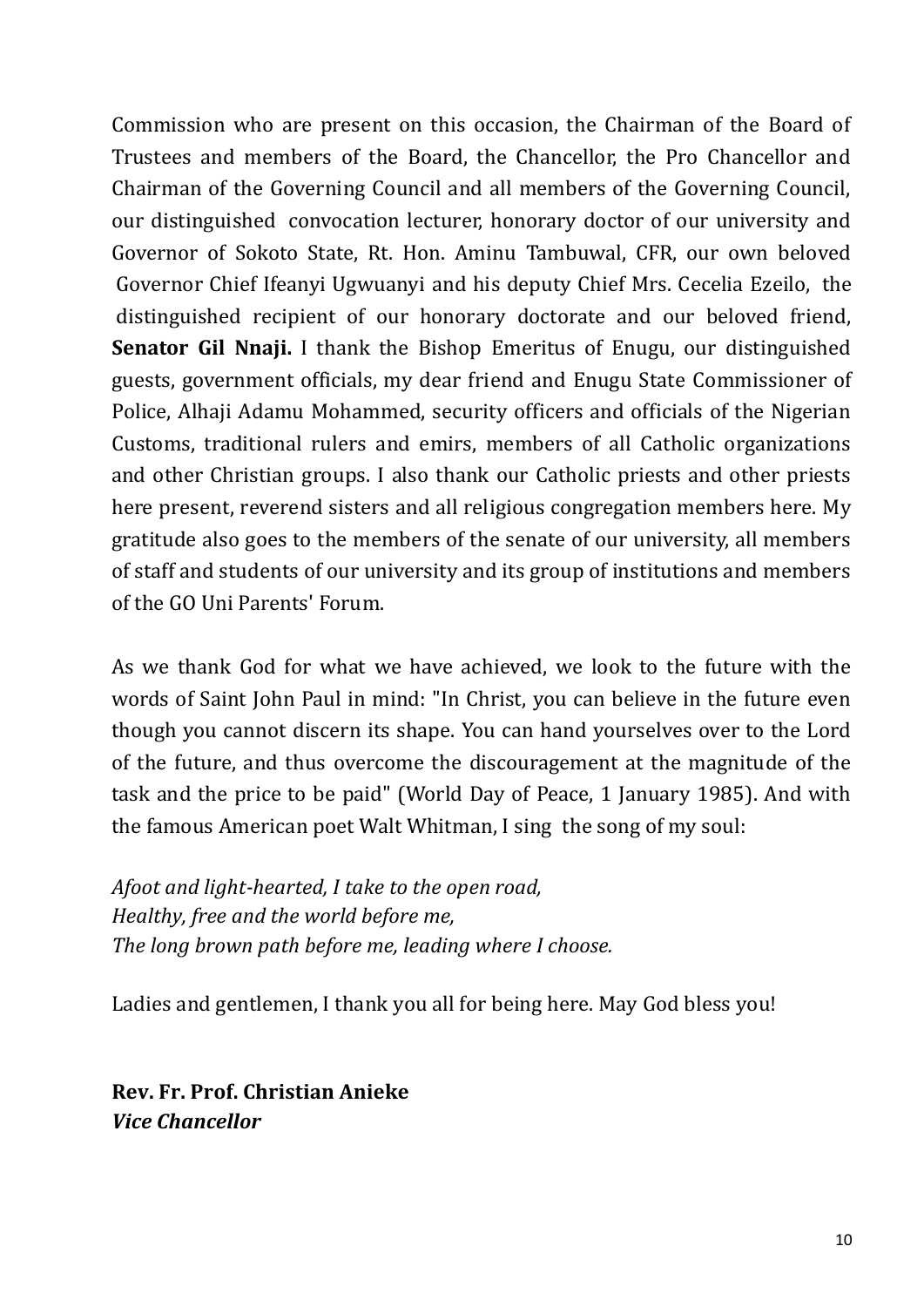Commission who are present on this occasion, the Chairman of the Board of Trustees and members of the Board, the Chancellor, the Pro Chancellor and Chairman of the Governing Council and all members of the Governing Council, our distinguished convocation lecturer, honorary doctor of our university and Governor of Sokoto State, Rt. Hon. Aminu Tambuwal, CFR, our own beloved Governor Chief Ifeanyi Ugwuanyi and his deputy Chief Mrs. Cecelia Ezeilo, the distinguished recipient of our honorary doctorate and our beloved friend, **Senator Gil Nnaji.** I thank the Bishop Emeritus of Enugu, our distinguished guests, government officials, my dear friend and Enugu State Commissioner of Police, Alhaji Adamu Mohammed, security officers and officials of the Nigerian Customs, traditional rulers and emirs, members of all Catholic organizations and other Christian groups. I also thank our Catholic priests and other priests here present, reverend sisters and all religious congregation members here. My gratitude also goes to the members of the senate of our university, all members of staff and students of our university and its group of institutions and members of the GO Uni Parents' Forum.

As we thank God for what we have achieved, we look to the future with the words of Saint John Paul in mind: "In Christ, you can believe in the future even though you cannot discern its shape. You can hand yourselves over to the Lord of the future, and thus overcome the discouragement at the magnitude of the task and the price to be paid" (World Day of Peace, 1 January 1985). And with the famous American poet Walt Whitman, I sing the song of my soul:

*Afoot and light-hearted, I take to the open road,*
*Healthy, free and the world before me,*
*The long brown path before me, leading where I choose.*

Ladies and gentlemen, I thank you all for being here. May God bless you!

**Rev. Fr. Prof. Christian Anieke**
***Vice Chancellor***